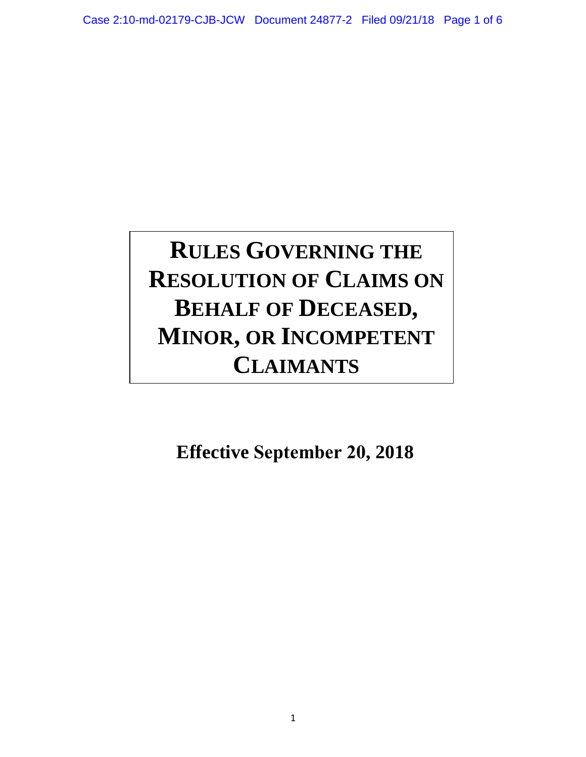# RULES GOVERNING THE RESOLUTION OF CLAIMS ON BEHALF OF DECEASED, MINOR, OR INCOMPETENT CLAIMANTS

**Effective September 20, 2018**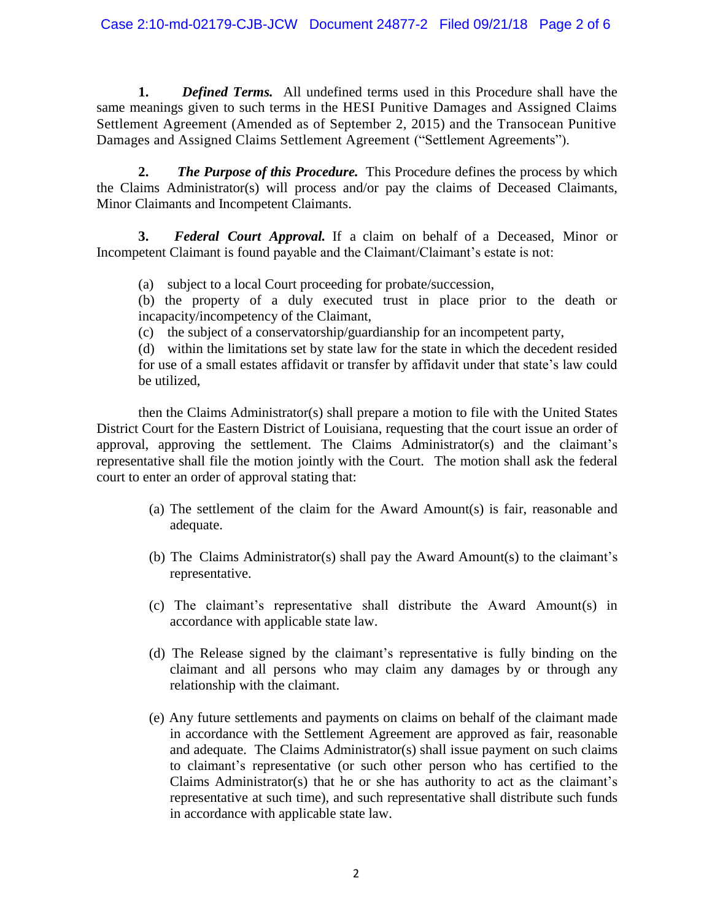**1.** ***Defined Terms.*** All undefined terms used in this Procedure shall have the same meanings given to such terms in the HESI Punitive Damages and Assigned Claims Settlement Agreement (Amended as of September 2, 2015) and the Transocean Punitive Damages and Assigned Claims Settlement Agreement ("Settlement Agreements").

**2.** ***The Purpose of this Procedure.*** This Procedure defines the process by which the Claims Administrator(s) will process and/or pay the claims of Deceased Claimants, Minor Claimants and Incompetent Claimants.

**3.** ***Federal Court Approval.*** If a claim on behalf of a Deceased, Minor or Incompetent Claimant is found payable and the Claimant/Claimant's estate is not:

(a) subject to a local Court proceeding for probate/succession,
(b) the property of a duly executed trust in place prior to the death or incapacity/incompetency of the Claimant,
(c) the subject of a conservatorship/guardianship for an incompetent party,
(d) within the limitations set by state law for the state in which the decedent resided for use of a small estates affidavit or transfer by affidavit under that state's law could be utilized,

then the Claims Administrator(s) shall prepare a motion to file with the United States District Court for the Eastern District of Louisiana, requesting that the court issue an order of approval, approving the settlement. The Claims Administrator(s) and the claimant's representative shall file the motion jointly with the Court. The motion shall ask the federal court to enter an order of approval stating that:

(a) The settlement of the claim for the Award Amount(s) is fair, reasonable and adequate.

(b) The Claims Administrator(s) shall pay the Award Amount(s) to the claimant's representative.

(c) The claimant's representative shall distribute the Award Amount(s) in accordance with applicable state law.

(d) The Release signed by the claimant's representative is fully binding on the claimant and all persons who may claim any damages by or through any relationship with the claimant.

(e) Any future settlements and payments on claims on behalf of the claimant made in accordance with the Settlement Agreement are approved as fair, reasonable and adequate. The Claims Administrator(s) shall issue payment on such claims to claimant's representative (or such other person who has certified to the Claims Administrator(s) that he or she has authority to act as the claimant's representative at such time), and such representative shall distribute such funds in accordance with applicable state law.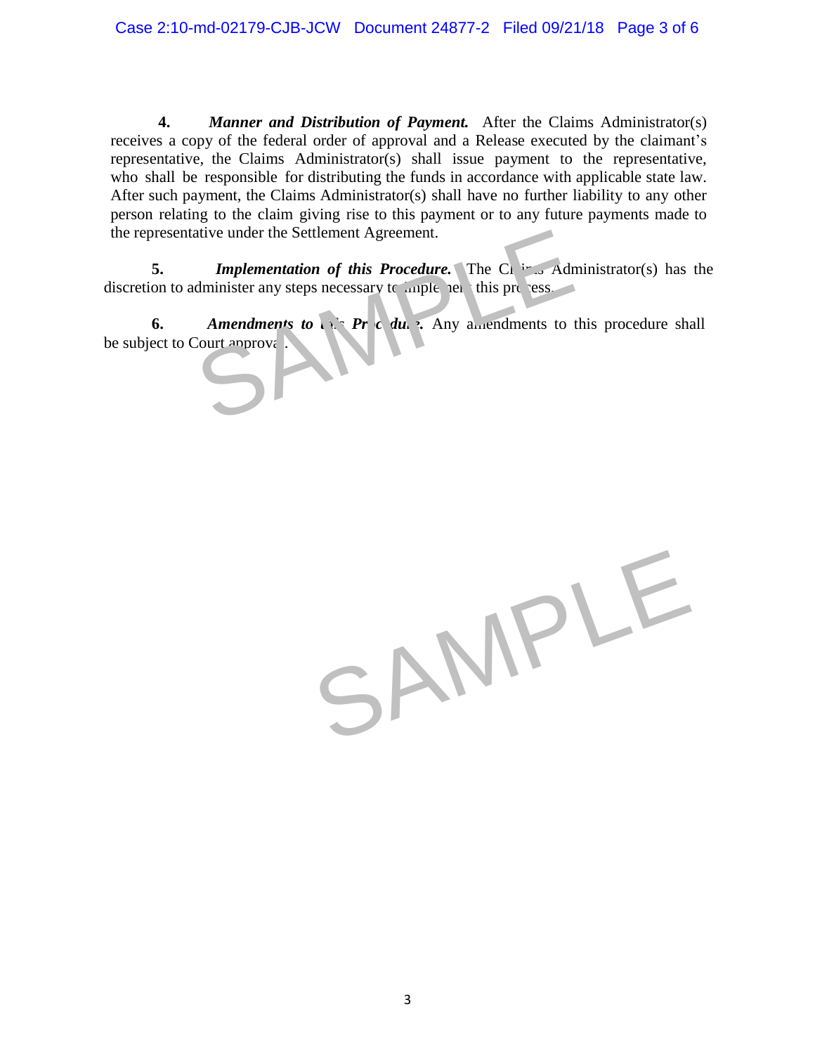**4.** ***Manner and Distribution of Payment.*** After the Claims Administrator(s) receives a copy of the federal order of approval and a Release executed by the claimant's representative, the Claims Administrator(s) shall issue payment to the representative, who shall be responsible for distributing the funds in accordance with applicable state law. After such payment, the Claims Administrator(s) shall have no further liability to any other person relating to the claim giving rise to this payment or to any future payments made to the representative under the Settlement Agreement.

**5.** ***Implementation of this Procedure.*** The Claims Administrator(s) has the discretion to administer any steps necessary to implement this process.

**6.** ***Amendments to this Procedure.*** Any amendments to this procedure shall be subject to Court approval.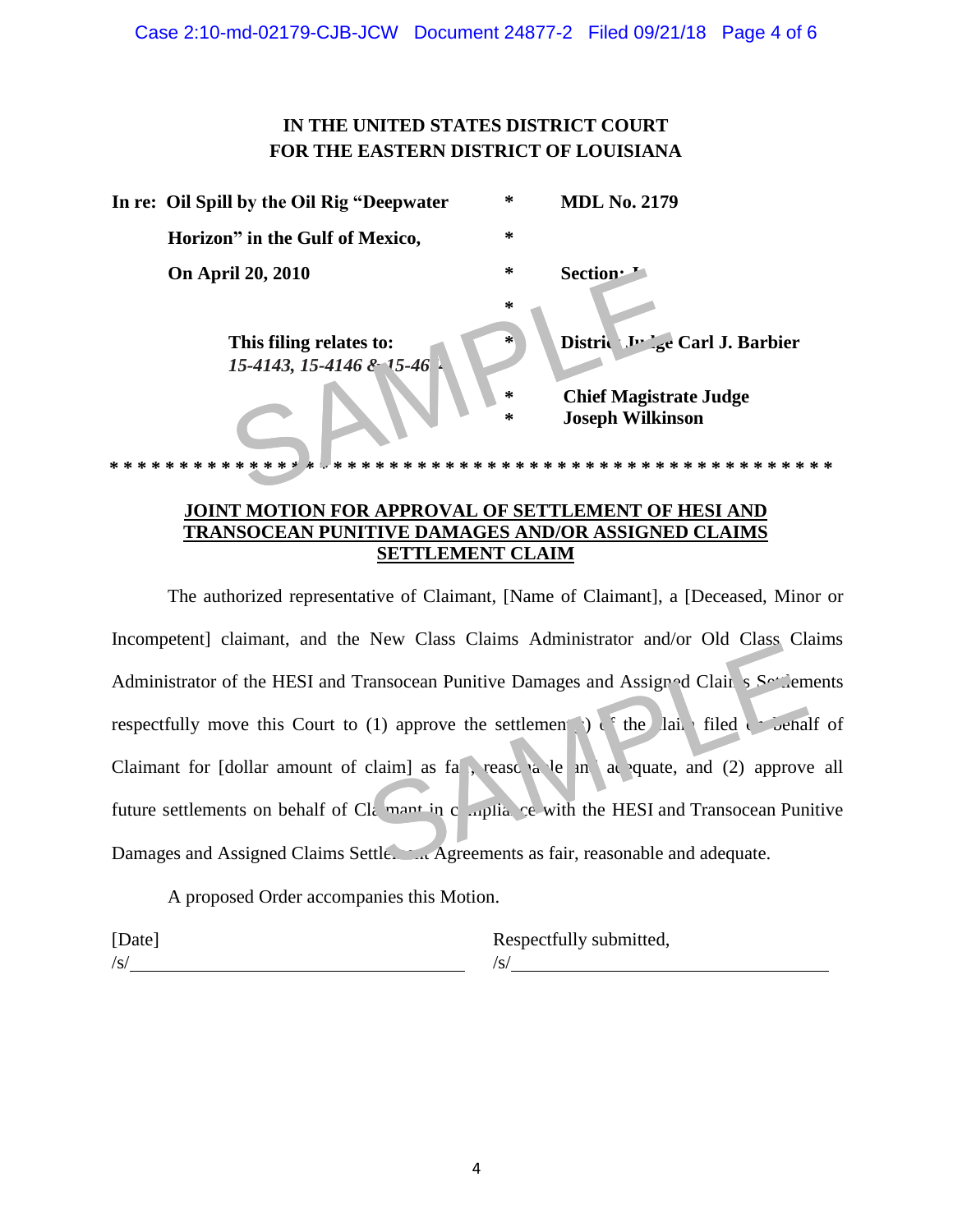**IN THE UNITED STATES DISTRICT COURT**
**FOR THE EASTERN DISTRICT OF LOUISIANA**

| | | |
|---|---|---|
| **In re: Oil Spill by the Oil Rig "Deepwater Horizon" in the Gulf of Mexico, On April 20, 2010** | * * * * | **MDL No. 2179** **Section: J** |
| **This filing relates to:** *15-4143, 15-4146 & 15-4654* | * | **District Judge Carl J. Barbier** |
| | * * | **Chief Magistrate Judge Joseph Wilkinson** |

* * * * * * * * * * * * * * * * * * * * * * * * * * * * * * * * * * * * * * * * * * * * * * * * * * *

**JOINT MOTION FOR APPROVAL OF SETTLEMENT OF HESI AND TRANSOCEAN PUNITIVE DAMAGES AND/OR ASSIGNED CLAIMS SETTLEMENT CLAIM**

The authorized representative of Claimant, [Name of Claimant], a [Deceased, Minor or Incompetent] claimant, and the New Class Claims Administrator and/or Old Class Claims Administrator of the HESI and Transocean Punitive Damages and Assigned Claims Settlements respectfully move this Court to (1) approve the settlement(s) of the claim filed on behalf of Claimant for [dollar amount of claim] as fair, reasonable and adequate, and (2) approve all future settlements on behalf of Claimant in compliance with the HESI and Transocean Punitive Damages and Assigned Claims Settlement Agreements as fair, reasonable and adequate.

A proposed Order accompanies this Motion.

[Date] Respectfully submitted,

/s/\_\_\_\_\_\_\_\_\_\_\_\_\_\_\_\_\_\_\_\_\_\_\_\_\_\_\_\_\_\_ /s/\_\_\_\_\_\_\_\_\_\_\_\_\_\_\_\_\_\_\_\_\_\_\_\_\_\_\_\_\_\_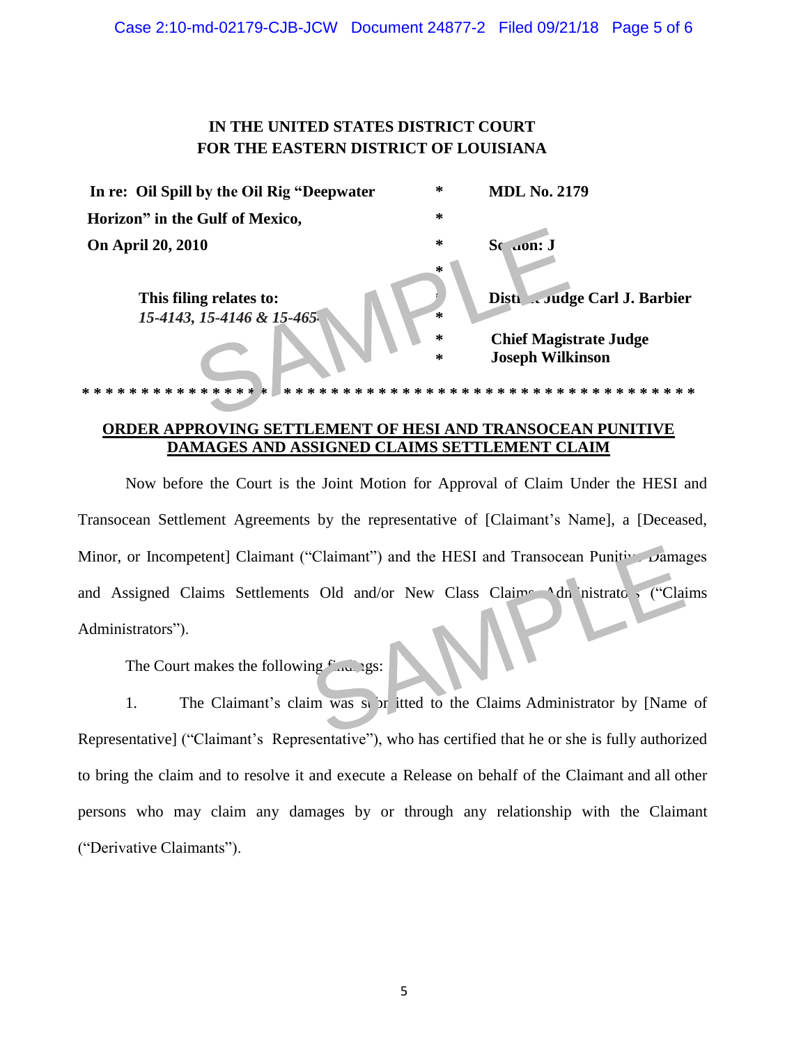**IN THE UNITED STATES DISTRICT COURT**
**FOR THE EASTERN DISTRICT OF LOUISIANA**

| | | |
|---|---|---|
| **In re: Oil Spill by the Oil Rig "Deepwater Horizon" in the Gulf of Mexico, On April 20, 2010** | * | **MDL No. 2179** |
| | * | |
| | * | **Section: J** |
| **This filing relates to:** *15-4143, 15-4146 & 15-4654* | * | **District Judge Carl J. Barbier** |
| | * | **Chief Magistrate Judge Joseph Wilkinson** |

* * * * * * * * * * * * * * * * * * * * * * * * * * * * * * * * * * * * * * * * * * * * * * * * * *

**ORDER APPROVING SETTLEMENT OF HESI AND TRANSOCEAN PUNITIVE DAMAGES AND ASSIGNED CLAIMS SETTLEMENT CLAIM**

Now before the Court is the Joint Motion for Approval of Claim Under the HESI and Transocean Settlement Agreements by the representative of [Claimant's Name], a [Deceased, Minor, or Incompetent] Claimant ("Claimant") and the HESI and Transocean Punitive Damages and Assigned Claims Settlements Old and/or New Class Claims Administrators ("Claims Administrators").

The Court makes the following findings:

1. The Claimant's claim was submitted to the Claims Administrator by [Name of Representative] ("Claimant's Representative"), who has certified that he or she is fully authorized to bring the claim and to resolve it and execute a Release on behalf of the Claimant and all other persons who may claim any damages by or through any relationship with the Claimant ("Derivative Claimants").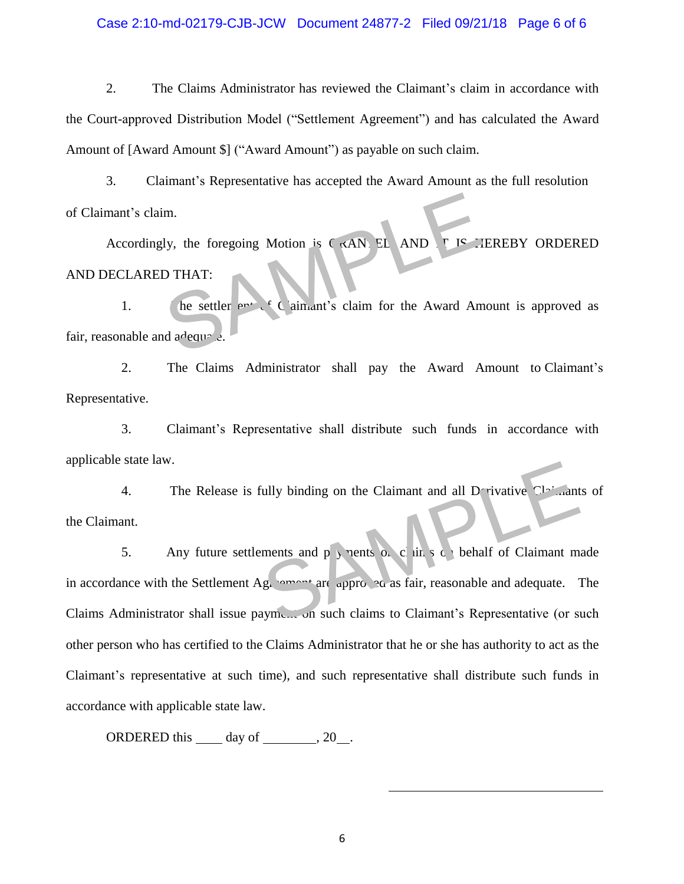2. The Claims Administrator has reviewed the Claimant's claim in accordance with the Court-approved Distribution Model ("Settlement Agreement") and has calculated the Award Amount of [Award Amount $] ("Award Amount") as payable on such claim.

3. Claimant's Representative has accepted the Award Amount as the full resolution of Claimant's claim.

Accordingly, the foregoing Motion is GRANTED AND IT IS HEREBY ORDERED AND DECLARED THAT:

1. The settlement of Claimant's claim for the Award Amount is approved as fair, reasonable and adequate.

2. The Claims Administrator shall pay the Award Amount to Claimant's Representative.

3. Claimant's Representative shall distribute such funds in accordance with applicable state law.

4. The Release is fully binding on the Claimant and all Derivative Claimants of the Claimant.

5. Any future settlements and payments on claims on behalf of Claimant made in accordance with the Settlement Agreement are approved as fair, reasonable and adequate. The Claims Administrator shall issue payment on such claims to Claimant's Representative (or such other person who has certified to the Claims Administrator that he or she has authority to act as the Claimant's representative at such time), and such representative shall distribute such funds in accordance with applicable state law.

ORDERED this ____ day of ________, 20__.

______________________________